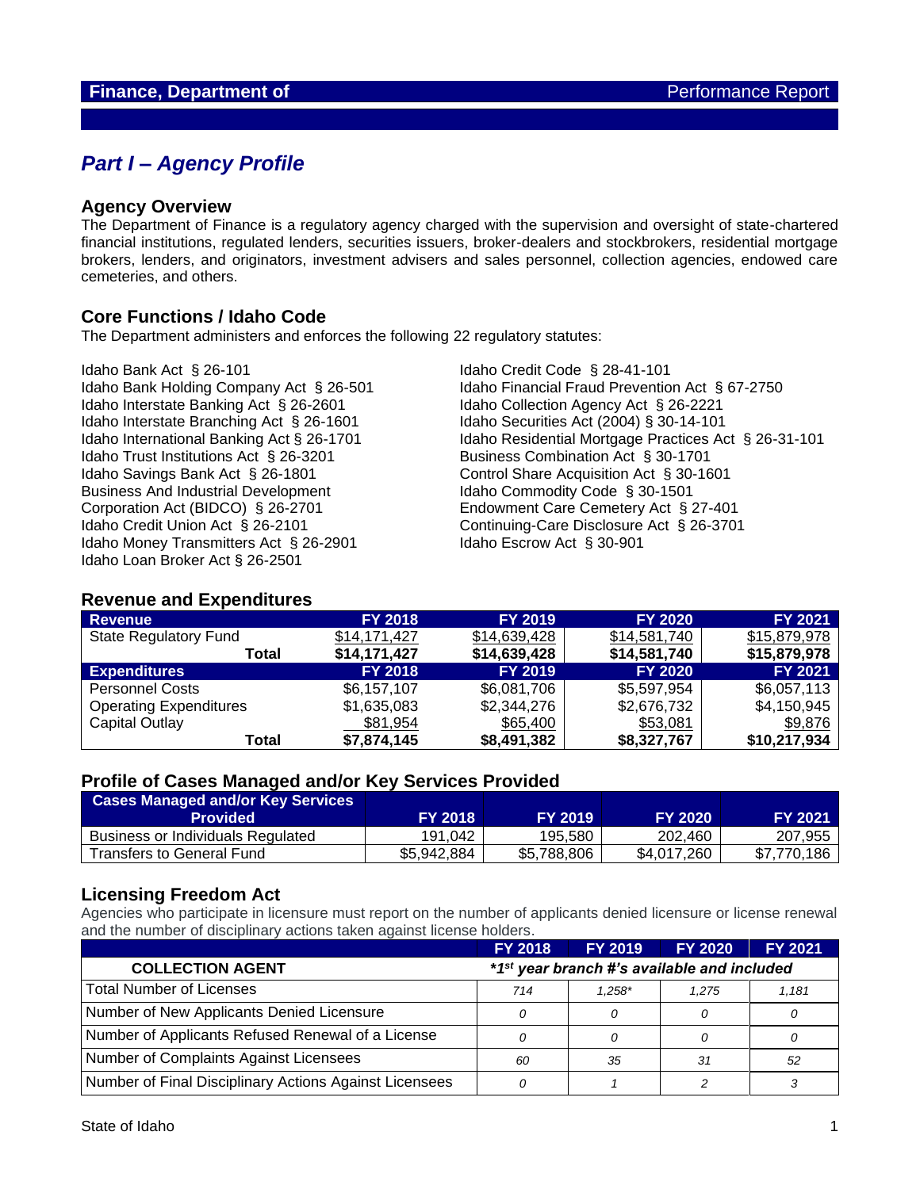**Finance, Department of** Performance Report

# Part I – Agency Profile

## Agency Overview

The Department of Finance is a regulatory agency charged with the supervision and oversight of state-chartered financial institutions, regulated lenders, securities issuers, broker-dealers and stockbrokers, residential mortgage brokers, lenders, and originators, investment advisers and sales personnel, collection agencies, endowed care cemeteries, and others.

## Core Functions / Idaho Code

The Department administers and enforces the following 22 regulatory statutes:

- Idaho Bank Act § 26-101
- Idaho Bank Holding Company Act § 26-501
- Idaho Interstate Banking Act § 26-2601
- Idaho Interstate Branching Act § 26-1601
- Idaho International Banking Act § 26-1701
- Idaho Trust Institutions Act § 26-3201
- Idaho Savings Bank Act § 26-1801
- Business And Industrial Development Corporation Act (BIDCO) § 26-2701
- Idaho Credit Union Act § 26-2101
- Idaho Money Transmitters Act § 26-2901
- Idaho Loan Broker Act § 26-2501
- Idaho Credit Code § 28-41-101
- Idaho Financial Fraud Prevention Act § 67-2750
- Idaho Collection Agency Act § 26-2221
- Idaho Securities Act (2004) § 30-14-101
- Idaho Residential Mortgage Practices Act § 26-31-101
- Business Combination Act § 30-1701
- Control Share Acquisition Act § 30-1601
- Idaho Commodity Code § 30-1501
- Endowment Care Cemetery Act § 27-401
- Continuing-Care Disclosure Act § 26-3701
- Idaho Escrow Act § 30-901

## Revenue and Expenditures

| Revenue | FY 2018 | FY 2019 | FY 2020 | FY 2021 |
|---|---|---|---|---|
| State Regulatory Fund | $14,171,427 | $14,639,428 | $14,581,740 | $15,879,978 |
| **Total** | **$14,171,427** | **$14,639,428** | **$14,581,740** | **$15,879,978** |
| **Expenditures** | **FY 2018** | **FY 2019** | **FY 2020** | **FY 2021** |
| Personnel Costs | $6,157,107 | $6,081,706 | $5,597,954 | $6,057,113 |
| Operating Expenditures | $1,635,083 | $2,344,276 | $2,676,732 | $4,150,945 |
| Capital Outlay | $81,954 | $65,400 | $53,081 | $9,876 |
| **Total** | **$7,874,145** | **$8,491,382** | **$8,327,767** | **$10,217,934** |

## Profile of Cases Managed and/or Key Services Provided

| Cases Managed and/or Key Services Provided | FY 2018 | FY 2019 | FY 2020 | FY 2021 |
|---|---|---|---|---|
| Business or Individuals Regulated | 191,042 | 195,580 | 202,460 | 207,955 |
| Transfers to General Fund | $5,942,884 | $5,788,806 | $4,017,260 | $7,770,186 |

## Licensing Freedom Act

Agencies who participate in licensure must report on the number of applicants denied licensure or license renewal and the number of disciplinary actions taken against license holders.

| | FY 2018 | FY 2019 | FY 2020 | FY 2021 |
|---|---|---|---|---|
| **COLLECTION AGENT** | ***1st year branch #'s available and included** | | | |
| Total Number of Licenses | 714 | 1,258* | 1,275 | 1,181 |
| Number of New Applicants Denied Licensure | 0 | 0 | 0 | 0 |
| Number of Applicants Refused Renewal of a License | 0 | 0 | 0 | 0 |
| Number of Complaints Against Licensees | 60 | 35 | 31 | 52 |
| Number of Final Disciplinary Actions Against Licensees | 0 | 1 | 2 | 3 |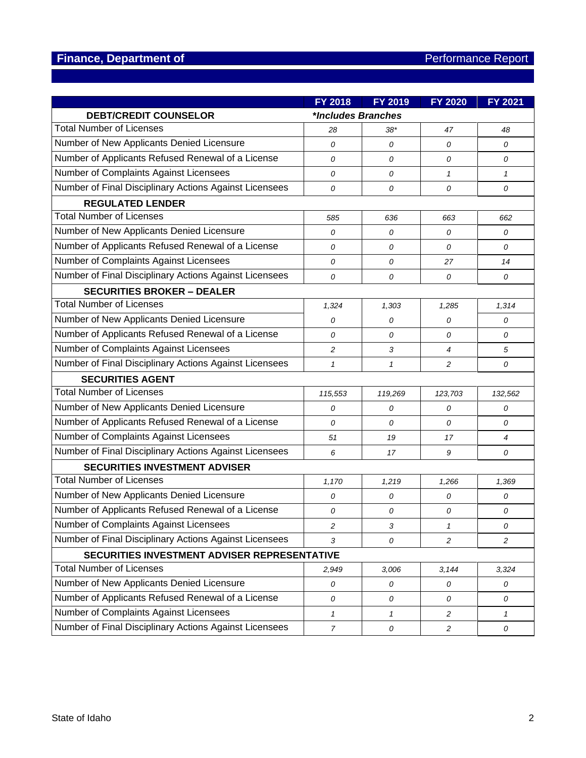## Finance, Department of

Performance Report

| | FY 2018 | FY 2019 | FY 2020 | FY 2021 |
|---|---|---|---|---|
| **DEBT/CREDIT COUNSELOR** | ***Includes Branches** | | | |
| Total Number of Licenses | *28* | *38** | *47* | *48* |
| Number of New Applicants Denied Licensure | *0* | *0* | *0* | *0* |
| Number of Applicants Refused Renewal of a License | *0* | *0* | *0* | *0* |
| Number of Complaints Against Licensees | *0* | *0* | *1* | *1* |
| Number of Final Disciplinary Actions Against Licensees | *0* | *0* | *0* | *0* |
| **REGULATED LENDER** | | | | |
| Total Number of Licenses | *585* | *636* | *663* | *662* |
| Number of New Applicants Denied Licensure | *0* | *0* | *0* | *0* |
| Number of Applicants Refused Renewal of a License | *0* | *0* | *0* | *0* |
| Number of Complaints Against Licensees | *0* | *0* | *27* | *14* |
| Number of Final Disciplinary Actions Against Licensees | *0* | *0* | *0* | *0* |
| **SECURITIES BROKER – DEALER** | | | | |
| Total Number of Licenses | *1,324* | *1,303* | *1,285* | *1,314* |
| Number of New Applicants Denied Licensure | *0* | *0* | *0* | *0* |
| Number of Applicants Refused Renewal of a License | *0* | *0* | *0* | *0* |
| Number of Complaints Against Licensees | *2* | *3* | *4* | *5* |
| Number of Final Disciplinary Actions Against Licensees | *1* | *1* | *2* | *0* |
| **SECURITIES AGENT** | | | | |
| Total Number of Licenses | *115,553* | *119,269* | *123,703* | *132,562* |
| Number of New Applicants Denied Licensure | *0* | *0* | *0* | *0* |
| Number of Applicants Refused Renewal of a License | *0* | *0* | *0* | *0* |
| Number of Complaints Against Licensees | *51* | *19* | *17* | *4* |
| Number of Final Disciplinary Actions Against Licensees | *6* | *17* | *9* | *0* |
| **SECURITIES INVESTMENT ADVISER** | | | | |
| Total Number of Licenses | *1,170* | *1,219* | *1,266* | *1,369* |
| Number of New Applicants Denied Licensure | *0* | *0* | *0* | *0* |
| Number of Applicants Refused Renewal of a License | *0* | *0* | *0* | *0* |
| Number of Complaints Against Licensees | *2* | *3* | *1* | *0* |
| Number of Final Disciplinary Actions Against Licensees | *3* | *0* | *2* | *2* |
| **SECURITIES INVESTMENT ADVISER REPRESENTATIVE** | | | | |
| Total Number of Licenses | *2,949* | *3,006* | *3,144* | *3,324* |
| Number of New Applicants Denied Licensure | *0* | *0* | *0* | *0* |
| Number of Applicants Refused Renewal of a License | *0* | *0* | *0* | *0* |
| Number of Complaints Against Licensees | *1* | *1* | *2* | *1* |
| Number of Final Disciplinary Actions Against Licensees | *7* | *0* | *2* | *0* |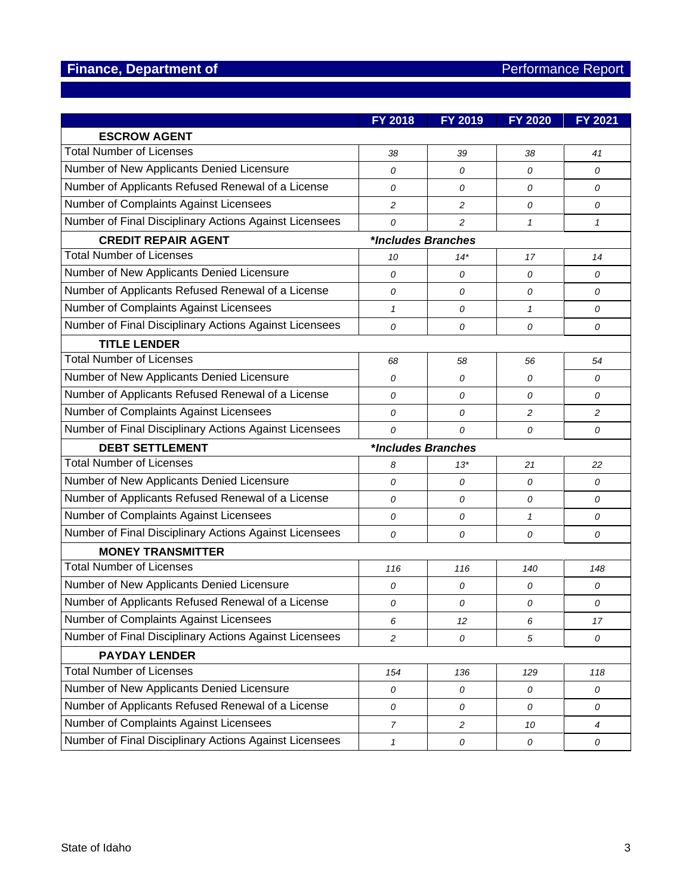## Finance, Department of

Performance Report

| | FY 2018 | FY 2019 | FY 2020 | FY 2021 |
|---|---|---|---|---|
| **ESCROW AGENT** | | | | |
| Total Number of Licenses | *38* | *39* | *38* | *41* |
| Number of New Applicants Denied Licensure | *0* | *0* | *0* | *0* |
| Number of Applicants Refused Renewal of a License | *0* | *0* | *0* | *0* |
| Number of Complaints Against Licensees | *2* | *2* | *0* | *0* |
| Number of Final Disciplinary Actions Against Licensees | *0* | *2* | *1* | *1* |
| **CREDIT REPAIR AGENT** | ***Includes Branches*** | | | |
| Total Number of Licenses | *10* | *14** | *17* | *14* |
| Number of New Applicants Denied Licensure | *0* | *0* | *0* | *0* |
| Number of Applicants Refused Renewal of a License | *0* | *0* | *0* | *0* |
| Number of Complaints Against Licensees | *1* | *0* | *1* | *0* |
| Number of Final Disciplinary Actions Against Licensees | *0* | *0* | *0* | *0* |
| **TITLE LENDER** | | | | |
| Total Number of Licenses | *68* | *58* | *56* | *54* |
| Number of New Applicants Denied Licensure | *0* | *0* | *0* | *0* |
| Number of Applicants Refused Renewal of a License | *0* | *0* | *0* | *0* |
| Number of Complaints Against Licensees | *0* | *0* | *2* | *2* |
| Number of Final Disciplinary Actions Against Licensees | *0* | *0* | *0* | *0* |
| **DEBT SETTLEMENT** | ***Includes Branches*** | | | |
| Total Number of Licenses | *8* | *13** | *21* | *22* |
| Number of New Applicants Denied Licensure | *0* | *0* | *0* | *0* |
| Number of Applicants Refused Renewal of a License | *0* | *0* | *0* | *0* |
| Number of Complaints Against Licensees | *0* | *0* | *1* | *0* |
| Number of Final Disciplinary Actions Against Licensees | *0* | *0* | *0* | *0* |
| **MONEY TRANSMITTER** | | | | |
| Total Number of Licenses | *116* | *116* | *140* | *148* |
| Number of New Applicants Denied Licensure | *0* | *0* | *0* | *0* |
| Number of Applicants Refused Renewal of a License | *0* | *0* | *0* | *0* |
| Number of Complaints Against Licensees | *6* | *12* | *6* | *17* |
| Number of Final Disciplinary Actions Against Licensees | *2* | *0* | *5* | *0* |
| **PAYDAY LENDER** | | | | |
| Total Number of Licenses | *154* | *136* | *129* | *118* |
| Number of New Applicants Denied Licensure | *0* | *0* | *0* | *0* |
| Number of Applicants Refused Renewal of a License | *0* | *0* | *0* | *0* |
| Number of Complaints Against Licensees | *7* | *2* | *10* | *4* |
| Number of Final Disciplinary Actions Against Licensees | *1* | *0* | *0* | *0* |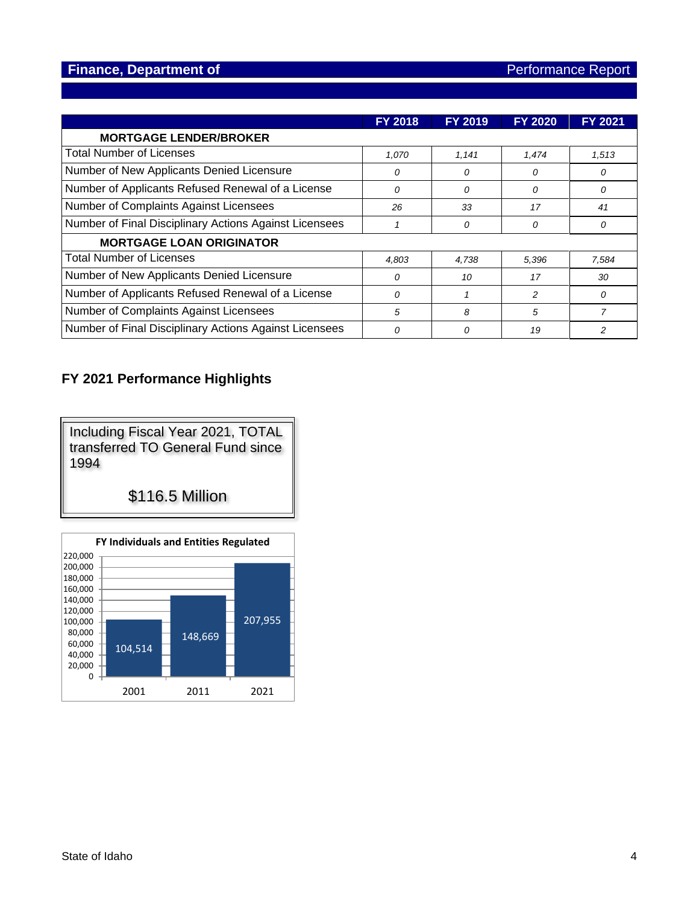## Finance, Department of — Performance Report

| | FY 2018 | FY 2019 | FY 2020 | FY 2021 |
|---|---|---|---|---|
| **MORTGAGE LENDER/BROKER** | | | | |
| Total Number of Licenses | *1,070* | *1,141* | *1,474* | *1,513* |
| Number of New Applicants Denied Licensure | *0* | *0* | *0* | *0* |
| Number of Applicants Refused Renewal of a License | *0* | *0* | *0* | *0* |
| Number of Complaints Against Licensees | *26* | *33* | *17* | *41* |
| Number of Final Disciplinary Actions Against Licensees | *1* | *0* | *0* | *0* |
| **MORTGAGE LOAN ORIGINATOR** | | | | |
| Total Number of Licenses | *4,803* | *4,738* | *5,396* | *7,584* |
| Number of New Applicants Denied Licensure | *0* | *10* | *17* | *30* |
| Number of Applicants Refused Renewal of a License | *0* | *1* | *2* | *0* |
| Number of Complaints Against Licensees | *5* | *8* | *5* | *7* |
| Number of Final Disciplinary Actions Against Licensees | *0* | *0* | *19* | *2* |

### FY 2021 Performance Highlights

Including Fiscal Year 2021, TOTAL transferred TO General Fund since 1994

$116.5 Million

**FY Individuals and Entities Regulated**

| Year | Individuals and Entities Regulated |
|---|---|
| 2001 | 104,514 |
| 2011 | 148,669 |
| 2021 | 207,955 |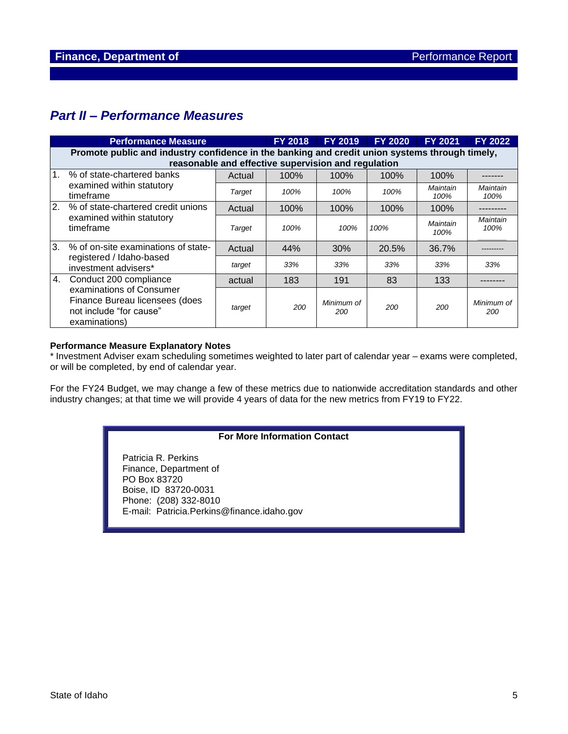## Part II – Performance Measures

| Performance Measure | | FY 2018 | FY 2019 | FY 2020 | FY 2021 | FY 2022 |
|---|---|---|---|---|---|---|
| **Promote public and industry confidence in the banking and credit union systems through timely, reasonable and effective supervision and regulation** | | | | | | |
| 1. % of state-chartered banks examined within statutory timeframe | Actual | 100% | 100% | 100% | 100% | ------- |
| | *Target* | *100%* | *100%* | *100%* | *Maintain 100%* | *Maintain 100%* |
| 2. % of state-chartered credit unions examined within statutory timeframe | Actual | 100% | 100% | 100% | 100% | --------- |
| | *Target* | *100%* | *100%* | *100%* | *Maintain 100%* | *Maintain 100%* |
| 3. % of on-site examinations of state-registered / Idaho-based investment advisers* | Actual | 44% | 30% | 20.5% | 36.7% | --------- |
| | *target* | *33%* | *33%* | *33%* | *33%* | *33%* |
| 4. Conduct 200 compliance examinations of Consumer Finance Bureau licensees (does not include "for cause" examinations) | actual | 183 | 191 | 83 | 133 | -------- |
| | *target* | *200* | *Minimum of 200* | *200* | *200* | *Minimum of 200* |

**Performance Measure Explanatory Notes**

* Investment Adviser exam scheduling sometimes weighted to later part of calendar year – exams were completed, or will be completed, by end of calendar year.

For the FY24 Budget, we may change a few of these metrics due to nationwide accreditation standards and other industry changes; at that time we will provide 4 years of data for the new metrics from FY19 to FY22.

**For More Information Contact**

Patricia R. Perkins
Finance, Department of
PO Box 83720
Boise, ID 83720-0031
Phone: (208) 332-8010
E-mail: Patricia.Perkins@finance.idaho.gov